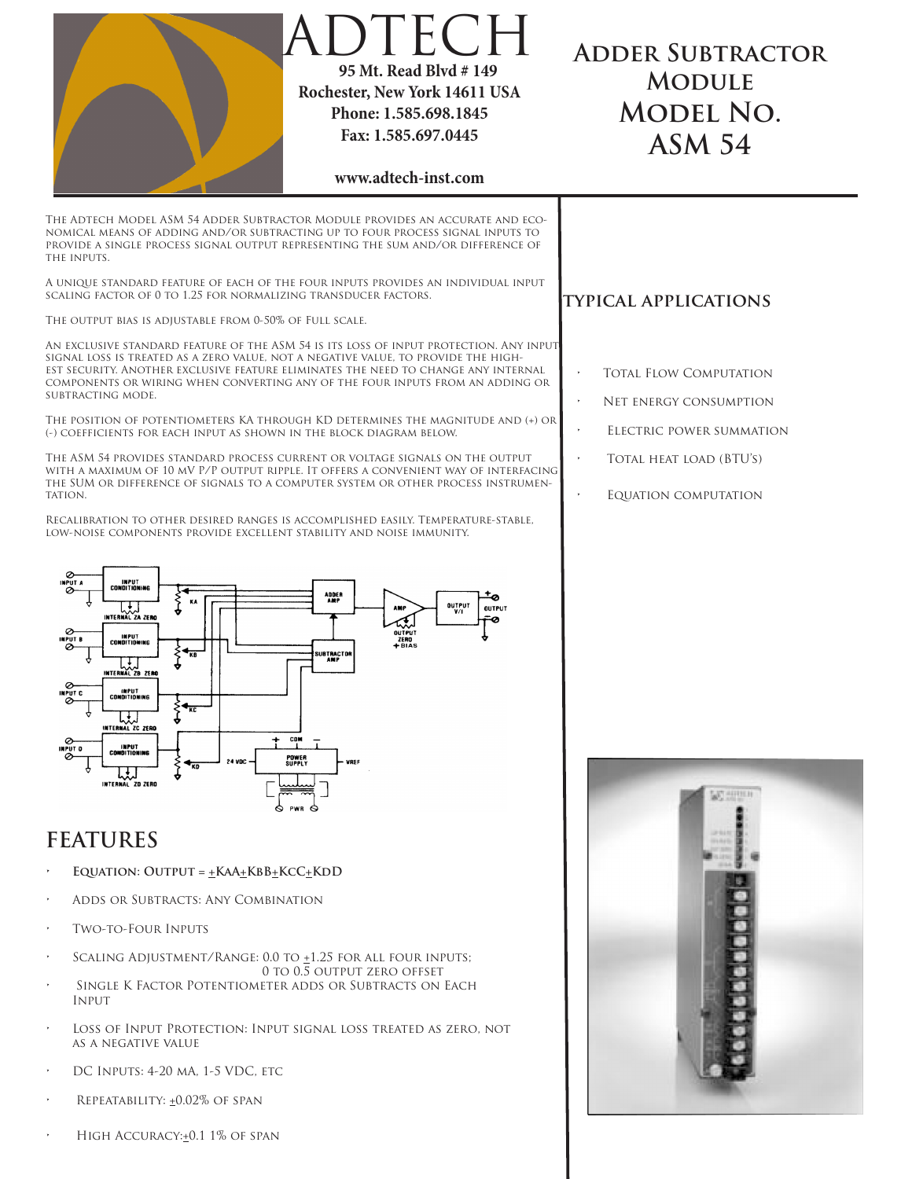# ADTECH

**95 Mt. Read Blvd # 149**
**Rochester, New York 14611 USA**
**Phone: 1.585.698.1845**
**Fax: 1.585.697.0445**

**www.adtech-inst.com**

# Adder Subtractor Module Model No. ASM 54

The Adtech Model ASM 54 Adder Subtractor Module provides an accurate and economical means of adding and/or subtracting up to four process signal inputs to provide a single process signal output representing the sum and/or difference of the inputs.

A unique standard feature of each of the four inputs provides an individual input scaling factor of 0 to 1.25 for normalizing transducer factors.

The output bias is adjustable from 0-50% of Full scale.

An exclusive standard feature of the ASM 54 is its loss of input protection. Any input signal loss is treated as a zero value, not a negative value, to provide the highest security. Another exclusive feature eliminates the need to change any internal components or wiring when converting any of the four inputs from an adding or subtracting mode.

The position of potentiometers KA through KD determines the magnitude and (+) or (-) coefficients for each input as shown in the block diagram below.

The ASM 54 provides standard process current or voltage signals on the output with a maximum of 10 mV p/p output ripple. It offers a convenient way of interfacing the sum or difference of signals to a computer system or other process instrumentation.

Recalibration to other desired ranges is accomplished easily. Temperature-stable, low-noise components provide excellent stability and noise immunity.

INPUT A
INPUT CONDITIONING
KA
INTERNAL ZA ZERO
INPUT B
INPUT CONDITIONING
KB
INTERNAL ZB ZERO
INPUT C
INPUT CONDITIONING
KC
INTERNAL ZC ZERO
INPUT D
INPUT CONDITIONING
KD
INTERNAL ZD ZERO
ADDER AMP
SUBTRACTOR AMP
AMP
OUTPUT ZERO +BIAS
OUTPUT V/I
OUTPUT
24 VDC
COM
POWER SUPPLY
VREF
PWR

## FEATURES

- **Equation: Output = ±KAA±KBB±KCC±KDD**
- Adds or Subtracts: Any Combination
- Two-to-Four Inputs
- Scaling Adjustment/Range: 0.0 to ±1.25 for all four inputs; 0 to 0.5 output zero offset
- Single K Factor Potentiometer adds or subtracts on each Input
- Loss of Input Protection: Input signal loss treated as zero, not as a negative value
- DC Inputs: 4-20 mA, 1-5 VDC, etc
- Repeatability: ±0.02% of span
- High Accuracy: ±0.1 1% of span

## TYPICAL APPLICATIONS

- Total Flow Computation
- Net energy consumption
- Electric power summation
- Total heat load (BTU's)
- Equation computation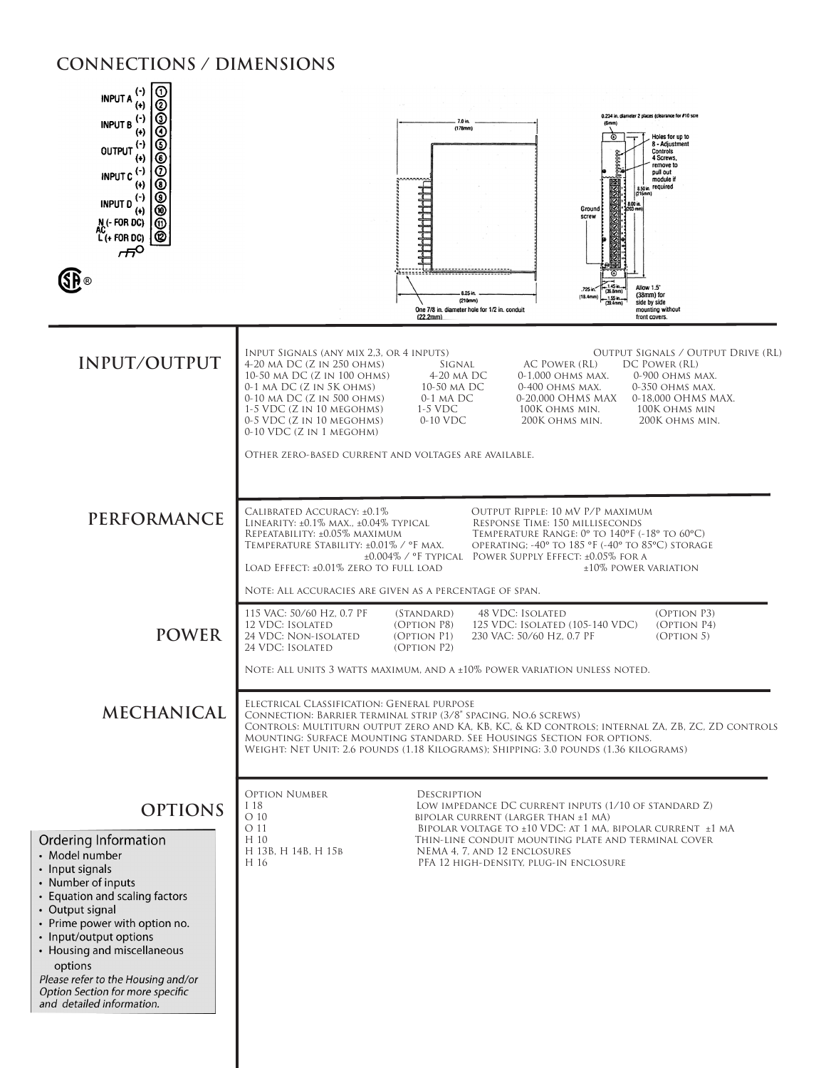## CONNECTIONS / DIMENSIONS

INPUT A (-) ①
(+) ②
INPUT B (-) ③
(+) ④
OUTPUT (-) ⑤
(+) ⑥
INPUT C (-) ⑦
(+) ⑧
INPUT D (-) ⑨
(+) ⑩
AC N (- FOR DC) ⑪
L (+ FOR DC) ⑫

7.0 in. (178mm)

8.25 in. (210mm)

One 7/8 in. diameter hole for 1/2 in. conduit (22.2mm)

0.234 in. diameter 2 places (clearance for #10 scre (6mm)

Holes for up to 8 - Adjustment Controls

4 Screws, remove to pull out module if required

8.50 in. (216mm)

8.00 in. (203 mm)

Ground screw

.725 in. (18.4mm)

1.45 in. (36.8mm)

1.55 in. (39.4mm)

Allow 1.5" (38mm) for side by side mounting without front covers.

## INPUT/OUTPUT

Input Signals (any mix 2,3, or 4 inputs)
- 4-20 mA DC (Z in 250 ohms)
- 10-50 mA DC (Z in 100 ohms)
- 0-1 mA DC (Z in 5K ohms)
- 0-10 mA DC (Z in 500 ohms)
- 1-5 VDC (Z in 10 megohms)
- 0-5 VDC (Z in 10 megohms)
- 0-10 VDC (Z in 1 megohm)

Output Signals / Output Drive (RL)

| Signal | AC Power (RL) | DC Power (RL) |
|---|---|---|
| 4-20 mA DC | 0-1,000 ohms max. | 0-900 ohms max. |
| 10-50 mA DC | 0-400 ohms max. | 0-350 ohms max. |
| 0-1 mA DC | 0-20,000 OHMS MAX | 0-18,000 OHMS MAX. |
| 1-5 VDC | 100K ohms min. | 100K ohms min |
| 0-10 VDC | 200K ohms min. | 200K ohms min. |

Other zero-based current and voltages are available.

## PERFORMANCE

Calibrated Accuracy: ±0.1%
Linearity: ±0.1% max., ±0.04% typical
Repeatability: ±0.05% maximum
Temperature Stability: ±0.01% / °F max. ±0.004% / °F typical
Load Effect: ±0.01% zero to full load
Output Ripple: 10 mV P/P maximum
Response Time: 150 milliseconds
Temperature Range: 0° to 140°F (-18° to 60°C) operating; -40° to 185 °F (-40° to 85°C) storage
Power Supply Effect: ±0.05% for a ±10% power variation

Note: All accuracies are given as a percentage of span.

## POWER

| | | | |
|---|---|---|---|
| 115 VAC: 50/60 Hz, 0.7 PF | (Standard) | 48 VDC: Isolated | (Option P3) |
| 12 VDC: Isolated | (Option P8) | 125 VDC: Isolated (105-140 VDC) | (Option P4) |
| 24 VDC: Non-isolated | (Option P1) | 230 VAC: 50/60 Hz, 0.7 PF | (Option 5) |
| 24 VDC: Isolated | (Option P2) | | |

Note: All units 3 watts maximum, and a ±10% power variation unless noted.

## MECHANICAL

Electrical Classification: General purpose
Connection: Barrier terminal strip (3/8" spacing, No.6 screws)
Controls: Multiturn output zero and KA, KB, KC, & KD controls; internal ZA, ZB, ZC, ZD controls
Mounting: Surface Mounting standard. See Housings Section for options.
Weight: Net Unit: 2.6 pounds (1.18 Kilograms); Shipping: 3.0 pounds (1.36 kilograms)

## OPTIONS

| Option Number | Description |
|---|---|
| I 18 | Low impedance DC current inputs (1/10 of standard Z) |
| O 10 | bipolar current (larger than ±1 mA) |
| O 11 | Bipolar voltage to ±10 VDC: at 1 mA, bipolar current ±1 mA |
| H 10 | Thin-line conduit mounting plate and terminal cover |
| H 13B, H 14B, H 15b | NEMA 4, 7, and 12 enclosures |
| H 16 | PFA 12 high-density, plug-in enclosure |

### Ordering Information

- Model number
- Input signals
- Number of inputs
- Equation and scaling factors
- Output signal
- Prime power with option no.
- Input/output options
- Housing and miscellaneous options

*Please refer to the Housing and/or Option Section for more specific and detailed information.*